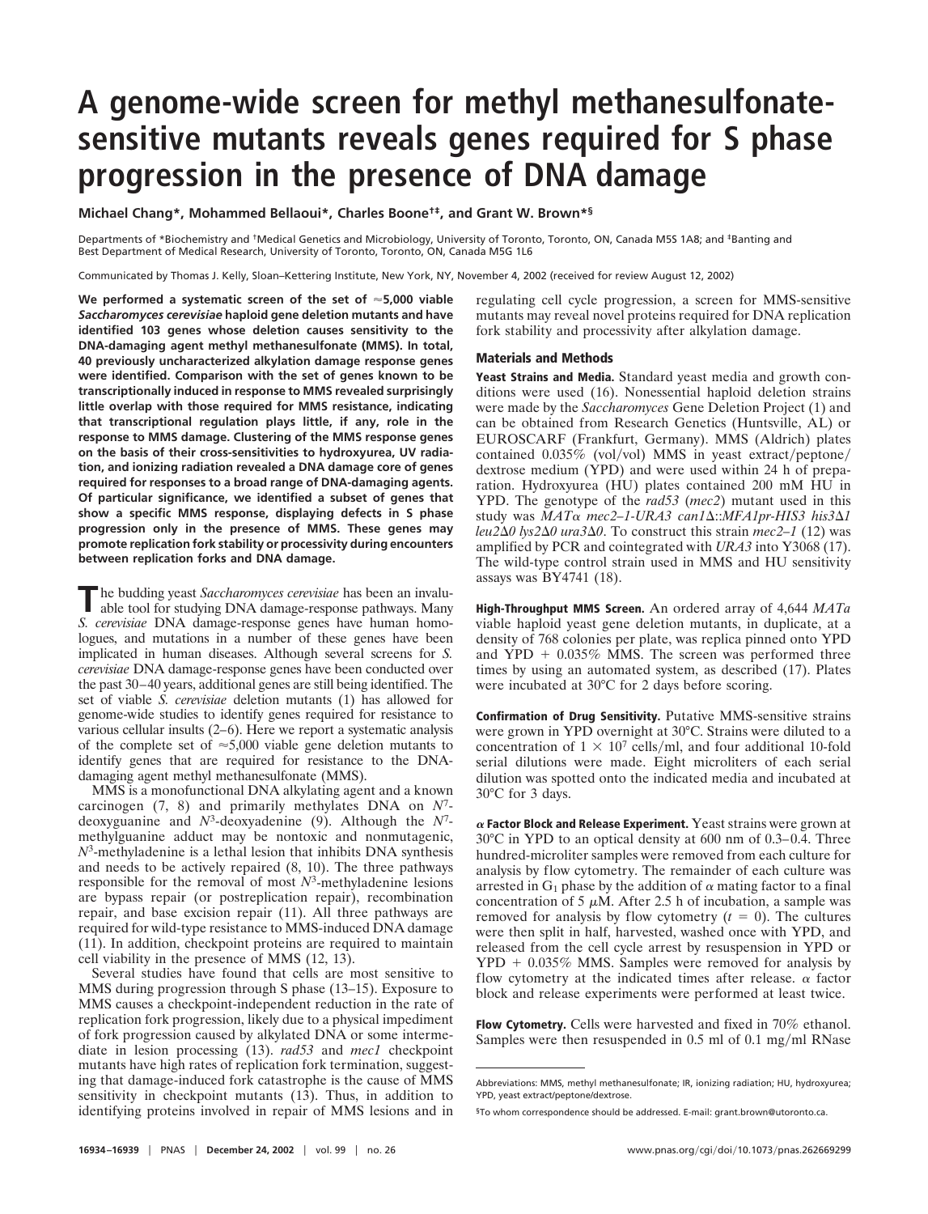# A genome-wide screen for methyl methanesulfonate-sensitive mutants reveals genes required for S phase progression in the presence of DNA damage

**Michael Chang\*, Mohammed Bellaoui\*, Charles Boone†‡, and Grant W. Brown\*§**

Departments of \*Biochemistry and †Medical Genetics and Microbiology, University of Toronto, Toronto, ON, Canada M5S 1A8; and ‡Banting and Best Department of Medical Research, University of Toronto, Toronto, ON, Canada M5G 1L6

Communicated by Thomas J. Kelly, Sloan–Kettering Institute, New York, NY, November 4, 2002 (received for review August 12, 2002)

**We performed a systematic screen of the set of ≈5,000 viable *Saccharomyces cerevisiae* haploid gene deletion mutants and have identified 103 genes whose deletion causes sensitivity to the DNA-damaging agent methyl methanesulfonate (MMS). In total, 40 previously uncharacterized alkylation damage response genes were identified. Comparison with the set of genes known to be transcriptionally induced in response to MMS revealed surprisingly little overlap with those required for MMS resistance, indicating that transcriptional regulation plays little, if any, role in the response to MMS damage. Clustering of the MMS response genes on the basis of their cross-sensitivities to hydroxyurea, UV radiation, and ionizing radiation revealed a DNA damage core of genes required for responses to a broad range of DNA-damaging agents. Of particular significance, we identified a subset of genes that show a specific MMS response, displaying defects in S phase progression only in the presence of MMS. These genes may promote replication fork stability or processivity during encounters between replication forks and DNA damage.**

The budding yeast *Saccharomyces cerevisiae* has been an invaluable tool for studying DNA damage-response pathways. Many *S. cerevisiae* DNA damage-response genes have human homologues, and mutations in a number of these genes have been implicated in human diseases. Although several screens for *S. cerevisiae* DNA damage-response genes have been conducted over the past 30–40 years, additional genes are still being identified. The set of viable *S. cerevisiae* deletion mutants (1) has allowed for genome-wide studies to identify genes required for resistance to various cellular insults (2–6). Here we report a systematic analysis of the complete set of ≈5,000 viable gene deletion mutants to identify genes that are required for resistance to the DNA-damaging agent methyl methanesulfonate (MMS).

MMS is a monofunctional DNA alkylating agent and a known carcinogen (7, 8) and primarily methylates DNA on $N^7$-deoxyguanine and $N^3$-deoxyadenine (9). Although the $N^7$-methylguanine adduct may be nontoxic and nonmutagenic, $N^3$-methyladenine is a lethal lesion that inhibits DNA synthesis and needs to be actively repaired (8, 10). The three pathways responsible for the removal of most $N^3$-methyladenine lesions are bypass repair (or postreplication repair), recombination repair, and base excision repair (11). All three pathways are required for wild-type resistance to MMS-induced DNA damage (11). In addition, checkpoint proteins are required to maintain cell viability in the presence of MMS (12, 13).

Several studies have found that cells are most sensitive to MMS during progression through S phase (13–15). Exposure to MMS causes a checkpoint-independent reduction in the rate of replication fork progression, likely due to a physical impediment of fork progression caused by alkylated DNA or some intermediate in lesion processing (13). *rad53* and *mec1* checkpoint mutants have high rates of replication fork termination, suggesting that damage-induced fork catastrophe is the cause of MMS sensitivity in checkpoint mutants (13). Thus, in addition to identifying proteins involved in repair of MMS lesions and in regulating cell cycle progression, a screen for MMS-sensitive mutants may reveal novel proteins required for DNA replication fork stability and processivity after alkylation damage.

## Materials and Methods

**Yeast Strains and Media.** Standard yeast media and growth conditions were used (16). Nonessential haploid deletion strains were made by the *Saccharomyces* Gene Deletion Project (1) and can be obtained from Research Genetics (Huntsville, AL) or EUROSCARF (Frankfurt, Germany). MMS (Aldrich) plates contained 0.035% (vol/vol) MMS in yeast extract/peptone/dextrose medium (YPD) and were used within 24 h of preparation. Hydroxyurea (HU) plates contained 200 mM HU in YPD. The genotype of the *rad53* (*mec2*) mutant used in this study was *MATα mec2–1-URA3 can1Δ::MFA1pr-HIS3 his3Δ1 leu2Δ0 lys2Δ0 ura3Δ0*. To construct this strain *mec2–1* (12) was amplified by PCR and cointegrated with *URA3* into Y3068 (17). The wild-type control strain used in MMS and HU sensitivity assays was BY4741 (18).

**High-Throughput MMS Screen.** An ordered array of 4,644 *MATa* viable haploid yeast gene deletion mutants, in duplicate, at a density of 768 colonies per plate, was replica pinned onto YPD and YPD + 0.035% MMS. The screen was performed three times by using an automated system, as described (17). Plates were incubated at 30°C for 2 days before scoring.

**Confirmation of Drug Sensitivity.** Putative MMS-sensitive strains were grown in YPD overnight at 30°C. Strains were diluted to a concentration of $1 \times 10^7$ cells/ml, and four additional 10-fold serial dilutions were made. Eight microliters of each serial dilution was spotted onto the indicated media and incubated at 30°C for 3 days.

**α Factor Block and Release Experiment.** Yeast strains were grown at 30°C in YPD to an optical density at 600 nm of 0.3–0.4. Three hundred-microliter samples were removed from each culture for analysis by flow cytometry. The remainder of each culture was arrested in $G_1$ phase by the addition of α mating factor to a final concentration of 5 μM. After 2.5 h of incubation, a sample was removed for analysis by flow cytometry ($t$ = 0). The cultures were then split in half, harvested, washed once with YPD, and released from the cell cycle arrest by resuspension in YPD or YPD + 0.035% MMS. Samples were removed for analysis by flow cytometry at the indicated times after release. α factor block and release experiments were performed at least twice.

**Flow Cytometry.** Cells were harvested and fixed in 70% ethanol. Samples were then resuspended in 0.5 ml of 0.1 mg/ml RNase

Abbreviations: MMS, methyl methanesulfonate; IR, ionizing radiation; HU, hydroxyurea; YPD, yeast extract/peptone/dextrose.

§To whom correspondence should be addressed. E-mail: grant.brown@utoronto.ca.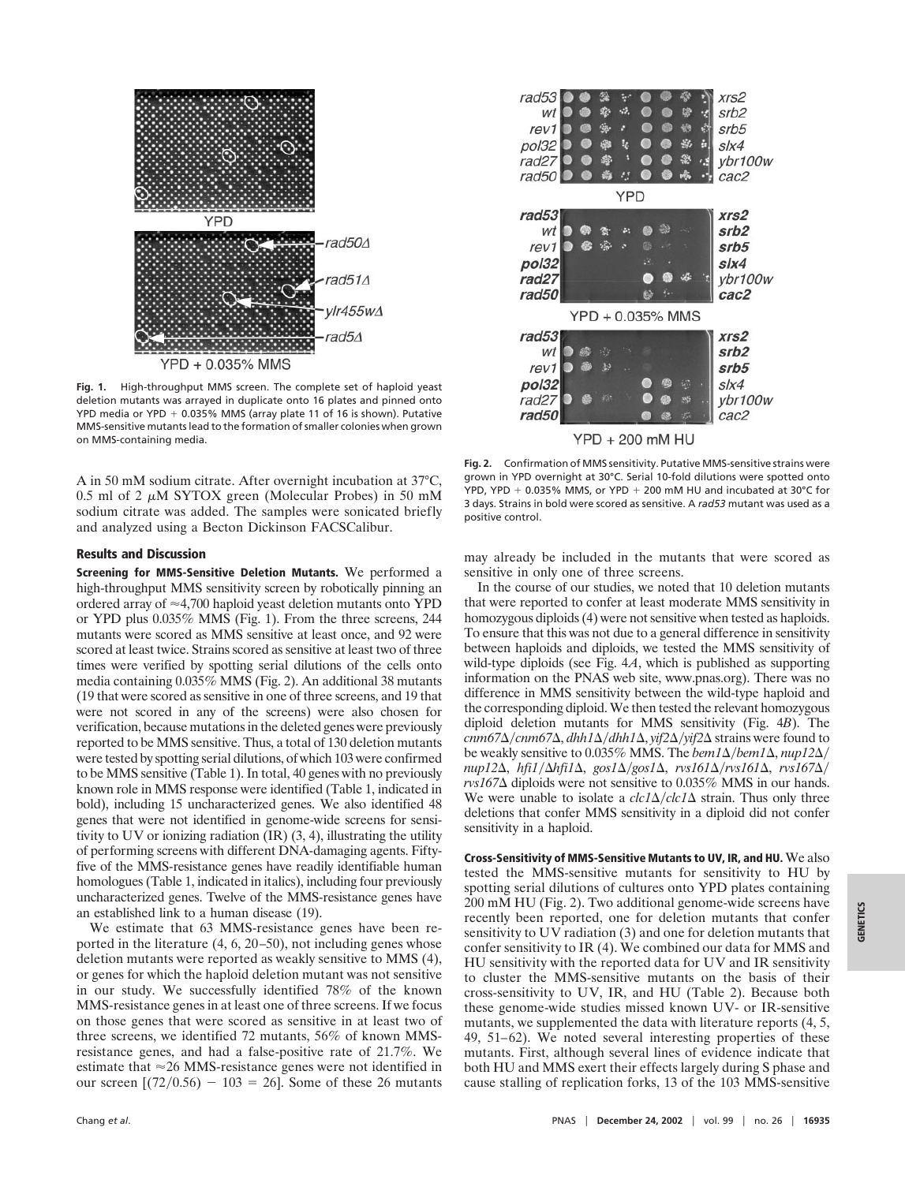Fig. 1. High-throughput MMS screen. The complete set of haploid yeast deletion mutants was arrayed in duplicate onto 16 plates and pinned onto YPD media or YPD + 0.035% MMS (array plate 11 of 16 is shown). Putative MMS-sensitive mutants lead to the formation of smaller colonies when grown on MMS-containing media.

Fig. 2. Confirmation of MMS sensitivity. Putative MMS-sensitive strains were grown in YPD overnight at 30°C. Serial 10-fold dilutions were spotted onto YPD, YPD + 0.035% MMS, or YPD + 200 mM HU and incubated at 30°C for 3 days. Strains in bold were scored as sensitive. A *rad53* mutant was used as a positive control.

A in 50 mM sodium citrate. After overnight incubation at 37°C, 0.5 ml of 2 $\mu$M SYTOX green (Molecular Probes) in 50 mM sodium citrate was added. The samples were sonicated briefly and analyzed using a Becton Dickinson FACSCalibur.

## Results and Discussion

**Screening for MMS-Sensitive Deletion Mutants.** We performed a high-throughput MMS sensitivity screen by robotically pinning an ordered array of ≈4,700 haploid yeast deletion mutants onto YPD or YPD plus 0.035% MMS (Fig. 1). From the three screens, 244 mutants were scored as MMS sensitive at least once, and 92 were scored at least twice. Strains scored as sensitive at least two of three times were verified by spotting serial dilutions of the cells onto media containing 0.035% MMS (Fig. 2). An additional 38 mutants (19 that were scored as sensitive in one of three screens, and 19 that were not scored in any of the screens) were also chosen for verification, because mutations in the deleted genes were previously reported to be MMS sensitive. Thus, a total of 130 deletion mutants were tested by spotting serial dilutions, of which 103 were confirmed to be MMS sensitive (Table 1). In total, 40 genes with no previously known role in MMS response were identified (Table 1, indicated in bold), including 15 uncharacterized genes. We also identified 48 genes that were not identified in genome-wide screens for sensitivity to UV or ionizing radiation (IR) (3, 4), illustrating the utility of performing screens with different DNA-damaging agents. Fifty-five of the MMS-resistance genes have readily identifiable human homologues (Table 1, indicated in italics), including four previously uncharacterized genes. Twelve of the MMS-resistance genes have an established link to a human disease (19).

We estimate that 63 MMS-resistance genes have been reported in the literature (4, 6, 20–50), not including genes whose deletion mutants were reported as weakly sensitive to MMS (4), or genes for which the haploid deletion mutant was not sensitive in our study. We successfully identified 78% of the known MMS-resistance genes in at least one of three screens. If we focus on those genes that were scored as sensitive in at least two of three screens, we identified 72 mutants, 56% of known MMS-resistance genes, and had a false-positive rate of 21.7%. We estimate that ≈26 MMS-resistance genes were not identified in our screen [(72/0.56) − 103 = 26]. Some of these 26 mutants may already be included in the mutants that were scored as sensitive in only one of three screens.

In the course of our studies, we noted that 10 deletion mutants that were reported to confer at least moderate MMS sensitivity in homozygous diploids (4) were not sensitive when tested as haploids. To ensure that this was not due to a general difference in sensitivity between haploids and diploids, we tested the MMS sensitivity of wild-type diploids (see Fig. 4*A*, which is published as supporting information on the PNAS web site, www.pnas.org). There was no difference in MMS sensitivity between the wild-type haploid and the corresponding diploid. We then tested the relevant homozygous diploid deletion mutants for MMS sensitivity (Fig. 4*B*). The *cnm67*Δ/*cnm67*Δ, *dhh1*Δ/*dhh1*Δ, *yif2*Δ/*yif2*Δ strains were found to be weakly sensitive to 0.035% MMS. The *bem1*Δ/*bem1*Δ, *nup12*Δ/*nup12*Δ, *hfi1*/Δ*hfi1*Δ, *gos1*Δ/*gos1*Δ, *rvs161*Δ/*rvs161*Δ, *rvs167*Δ/*rvs167*Δ diploids were not sensitive to 0.035% MMS in our hands. We were unable to isolate a *clc1*Δ/*clc1*Δ strain. Thus only three deletions that confer MMS sensitivity in a diploid did not confer sensitivity in a haploid.

**Cross-Sensitivity of MMS-Sensitive Mutants to UV, IR, and HU.** We also tested the MMS-sensitive mutants for sensitivity to HU by spotting serial dilutions of cultures onto YPD plates containing 200 mM HU (Fig. 2). Two additional genome-wide screens have recently been reported, one for deletion mutants that confer sensitivity to UV radiation (3) and one for deletion mutants that confer sensitivity to IR (4). We combined our data for MMS and HU sensitivity with the reported data for UV and IR sensitivity to cluster the MMS-sensitive mutants on the basis of their cross-sensitivity to UV, IR, and HU (Table 2). Because both these genome-wide studies missed known UV- or IR-sensitive mutants, we supplemented the data with literature reports (4, 5, 49, 51–62). We noted several interesting properties of these mutants. First, although several lines of evidence indicate that both HU and MMS exert their effects largely during S phase and cause stalling of replication forks, 13 of the 103 MMS-sensitive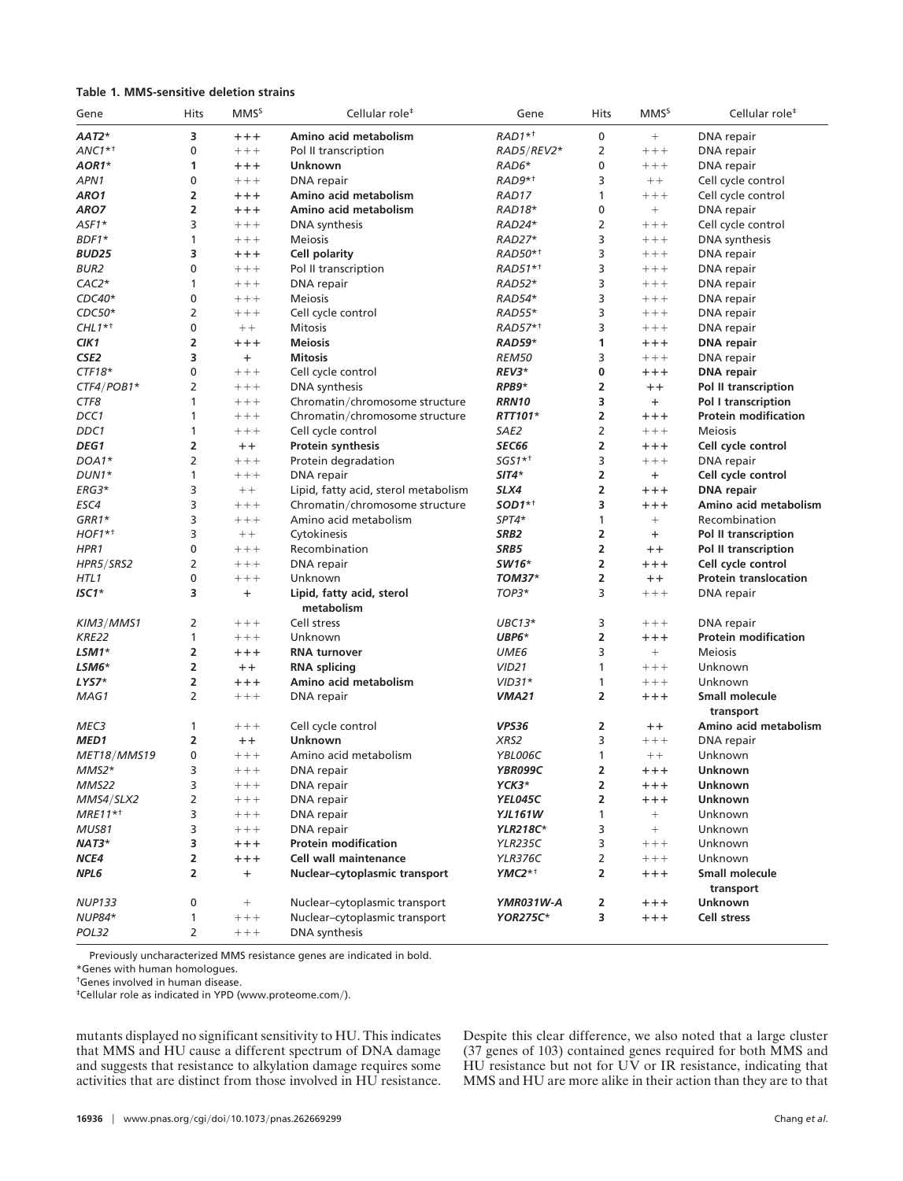**Table 1. MMS-sensitive deletion strains**

| Gene | Hits | MMS§ | Cellular role‡ | Gene | Hits | MMS§ | Cellular role‡ |
|---|---|---|---|---|---|---|---|
| ***AAT2**** | **3** | **+++** | **Amino acid metabolism** | *RAD1**† | 0 | + | DNA repair |
| *ANC1**† | 0 | +++ | Pol II transcription | *RAD5/REV2** | 2 | +++ | DNA repair |
| ***AOR1**** | **1** | **+++** | **Unknown** | *RAD6** | 0 | +++ | DNA repair |
| *APN1* | 0 | +++ | DNA repair | *RAD9**† | 3 | ++ | Cell cycle control |
| ***ARO1*** | **2** | **+++** | **Amino acid metabolism** | *RAD17* | 1 | +++ | Cell cycle control |
| ***ARO7*** | **2** | **+++** | **Amino acid metabolism** | *RAD18** | 0 | + | DNA repair |
| *ASF1** | 3 | +++ | DNA synthesis | *RAD24** | 2 | +++ | Cell cycle control |
| *BDF1** | 1 | +++ | Meiosis | *RAD27** | 3 | +++ | DNA synthesis |
| ***BUD25*** | **3** | **+++** | **Cell polarity** | *RAD50**† | 3 | +++ | DNA repair |
| *BUR2* | 0 | +++ | Pol II transcription | *RAD51**† | 3 | +++ | DNA repair |
| *CAC2** | 1 | +++ | DNA repair | *RAD52** | 3 | +++ | DNA repair |
| *CDC40** | 0 | +++ | Meiosis | *RAD54** | 3 | +++ | DNA repair |
| *CDC50** | 2 | +++ | Cell cycle control | *RAD55** | 3 | +++ | DNA repair |
| *CHL1**† | 0 | ++ | Mitosis | *RAD57**† | 3 | +++ | DNA repair |
| ***CIK1*** | **2** | **+++** | **Meiosis** | ***RAD59**** | **1** | **+++** | **DNA repair** |
| ***CSE2*** | **3** | **+** | **Mitosis** | *REM50* | 3 | +++ | DNA repair |
| *CTF18** | 0 | +++ | Cell cycle control | ***REV3**** | **0** | **+++** | **DNA repair** |
| *CTF4/POB1** | 2 | +++ | DNA synthesis | ***RPB9**** | **2** | **++** | **Pol II transcription** |
| *CTF8* | 1 | +++ | Chromatin/chromosome structure | ***RRN10*** | **3** | **+** | **Pol I transcription** |
| *DCC1* | 1 | +++ | Chromatin/chromosome structure | ***RTT101**** | **2** | **+++** | **Protein modification** |
| *DDC1* | 1 | +++ | Cell cycle control | *SAE2* | 2 | +++ | Meiosis |
| ***DEG1*** | **2** | **++** | **Protein synthesis** | ***SEC66*** | **2** | **+++** | **Cell cycle control** |
| *DOA1** | 2 | +++ | Protein degradation | *SGS1**† | 3 | +++ | DNA repair |
| *DUN1** | 1 | +++ | DNA repair | ***SIT4**** | **2** | **+** | **Cell cycle control** |
| *ERG3** | 3 | ++ | Lipid, fatty acid, sterol metabolism | ***SLX4*** | **2** | **+++** | **DNA repair** |
| *ESC4* | 3 | +++ | Chromatin/chromosome structure | ***SOD1**†** | **3** | **+++** | **Amino acid metabolism** |
| *GRR1** | 3 | +++ | Amino acid metabolism | *SPT4** | 1 | + | Recombination |
| *HOF1**† | 3 | ++ | Cytokinesis | ***SRB2*** | **2** | **+** | **Pol II transcription** |
| *HPR1* | 0 | +++ | Recombination | ***SRB5*** | **2** | **++** | **Pol II transcription** |
| *HPR5/SRS2* | 2 | +++ | DNA repair | ***SW16**** | **2** | **+++** | **Cell cycle control** |
| *HTL1* | 0 | +++ | Unknown | ***TOM37**** | **2** | **++** | **Protein translocation** |
| ***ISC1**** | **3** | **+** | **Lipid, fatty acid, sterol metabolism** | *TOP3** | 3 | +++ | DNA repair |
| *KIM3/MMS1* | 2 | +++ | Cell stress | *UBC13** | 3 | +++ | DNA repair |
| *KRE22* | 1 | +++ | Unknown | ***UBP6**** | **2** | **+++** | **Protein modification** |
| ***LSM1**** | **2** | **+++** | **RNA turnover** | *UME6* | 3 | + | Meiosis |
| ***LSM6**** | **2** | **++** | **RNA splicing** | *VID21* | 1 | +++ | Unknown |
| ***LYS7**** | **2** | **+++** | **Amino acid metabolism** | *VID31** | 1 | +++ | Unknown |
| *MAG1* | 2 | +++ | DNA repair | ***VMA21*** | **2** | **+++** | **Small molecule transport** |
| *MEC3* | 1 | +++ | Cell cycle control | ***VPS36*** | **2** | **++** | **Amino acid metabolism** |
| ***MED1*** | **2** | **++** | **Unknown** | *XRS2* | 3 | +++ | DNA repair |
| *MET18/MMS19* | 0 | +++ | Amino acid metabolism | *YBL006C* | 1 | ++ | Unknown |
| *MMS2** | 3 | +++ | DNA repair | ***YBR099C*** | **2** | **+++** | **Unknown** |
| *MMS22* | 3 | +++ | DNA repair | ***YCK3**** | **2** | **+++** | **Unknown** |
| *MMS4/SLX2* | 2 | +++ | DNA repair | ***YEL045C*** | **2** | **+++** | **Unknown** |
| *MRE11**† | 3 | +++ | DNA repair | ***YJL161W*** | **1** | + | Unknown |
| *MUS81* | 3 | +++ | DNA repair | ***YLR218C**** | **3** | + | Unknown |
| ***NAT3**** | **3** | **+++** | **Protein modification** | *YLR235C* | 3 | +++ | Unknown |
| ***NCE4*** | **2** | **+++** | **Cell wall maintenance** | *YLR376C* | 2 | +++ | Unknown |
| ***NPL6*** | **2** | **+** | **Nuclear–cytoplasmic transport** | ***YMC2**†** | **2** | **+++** | **Small molecule transport** |
| *NUP133* | 0 | + | Nuclear–cytoplasmic transport | ***YMR031W-A*** | **2** | **+++** | **Unknown** |
| *NUP84** | 1 | +++ | Nuclear–cytoplasmic transport | ***YOR275C**** | **3** | **+++** | **Cell stress** |
| *POL32* | 2 | +++ | DNA synthesis | | | | |

Previously uncharacterized MMS resistance genes are indicated in bold.

*Genes with human homologues.

†Genes involved in human disease.

‡Cellular role as indicated in YPD (www.proteome.com/).

mutants displayed no significant sensitivity to HU. This indicates that MMS and HU cause a different spectrum of DNA damage and suggests that resistance to alkylation damage requires some activities that are distinct from those involved in HU resistance. Despite this clear difference, we also noted that a large cluster (37 genes of 103) contained genes required for both MMS and HU resistance but not for UV or IR resistance, indicating that MMS and HU are more alike in their action than they are to that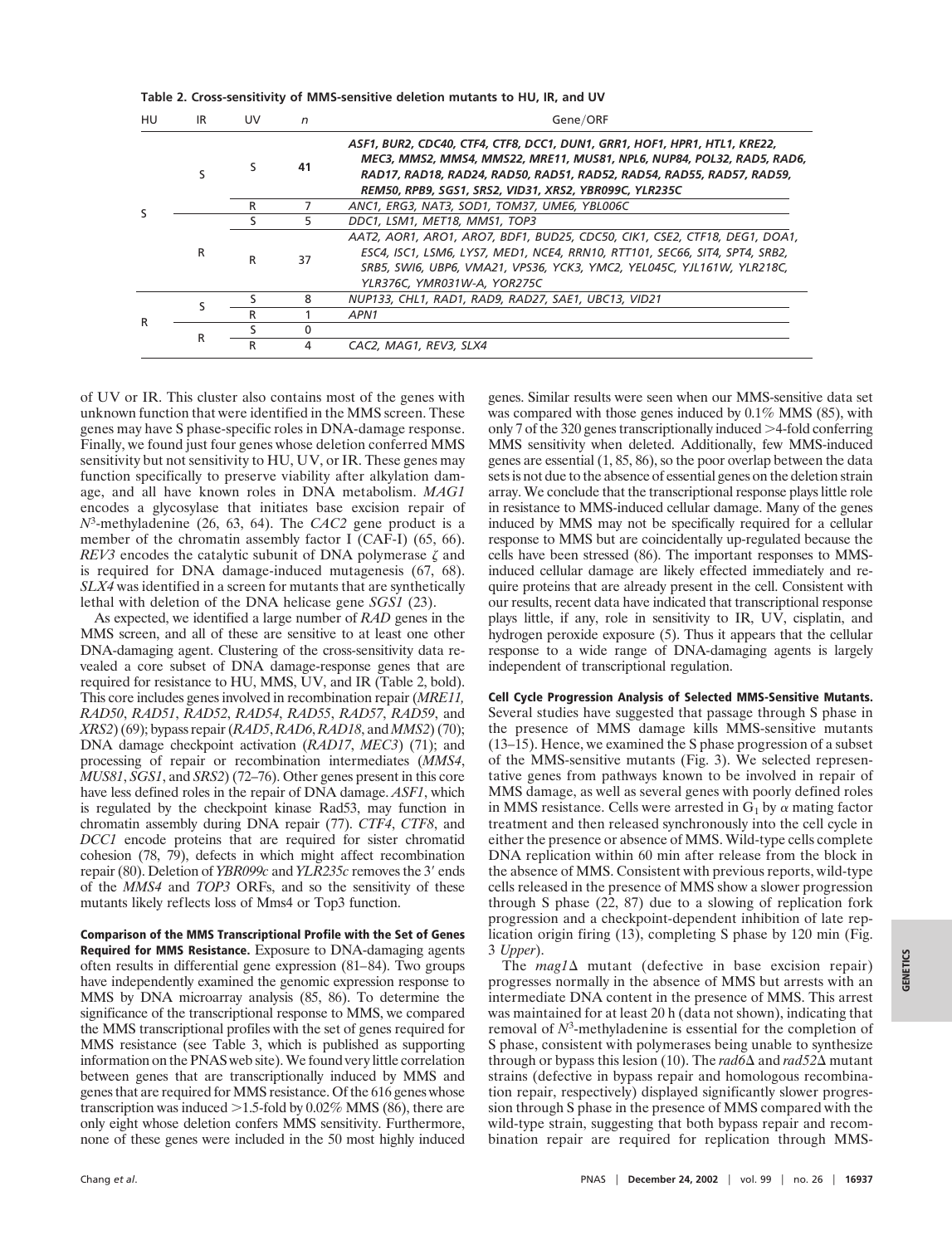**Table 2. Cross-sensitivity of MMS-sensitive deletion mutants to HU, IR, and UV**

| HU | IR | UV | *n* | Gene/ORF |
|---|---|---|---|---|
| S | S | S | 41 | *ASF1, BUR2, CDC40, CTF4, CTF8, DCC1, DUN1, GRR1, HOF1, HPR1, HTL1, KRE22, MEC3, MMS2, MMS4, MMS22, MRE11, MUS81, NPL6, NUP84, POL32, RAD5, RAD6, RAD17, RAD18, RAD24, RAD50, RAD51, RAD52, RAD54, RAD55, RAD57, RAD59, REM50, RPB9, SGS1, SRS2, VID31, XRS2, YBR099C, YLR235C* |
| | | R | 7 | *ANC1, ERG3, NAT3, SOD1, TOM37, UME6, YBL006C* |
| | R | S | 5 | *DDC1, LSM1, MET18, MMS1, TOP3* |
| | | R | 37 | *AAT2, AOR1, ARO1, ARO7, BDF1, BUD25, CDC50, CIK1, CSE2, CTF18, DEG1, DOA1, ESC4, ISC1, LSM6, LYS7, MED1, NCE4, RRN10, RTT101, SEC66, SIT4, SPT4, SRB2, SRB5, SWI6, UBP6, VMA21, VPS36, YCK3, YMC2, YEL045C, YJL161W, YLR218C, YLR376C, YMR031W-A, YOR275C* |
| R | S | S | 8 | *NUP133, CHL1, RAD1, RAD9, RAD27, SAE1, UBC13, VID21* |
| | | R | 1 | *APN1* |
| | R | S | 0 | |
| | | R | 4 | *CAC2, MAG1, REV3, SLX4* |

of UV or IR. This cluster also contains most of the genes with unknown function that were identified in the MMS screen. These genes may have S phase-specific roles in DNA-damage response. Finally, we found just four genes whose deletion conferred MMS sensitivity but not sensitivity to HU, UV, or IR. These genes may function specifically to preserve viability after alkylation damage, and all have known roles in DNA metabolism. *MAG1* encodes a glycosylase that initiates base excision repair of $N^3$-methyladenine (26, 63, 64). The *CAC2* gene product is a member of the chromatin assembly factor I (CAF-I) (65, 66). *REV3* encodes the catalytic subunit of DNA polymerase $\zeta$ and is required for DNA damage-induced mutagenesis (67, 68). *SLX4* was identified in a screen for mutants that are synthetically lethal with deletion of the DNA helicase gene *SGS1* (23).

As expected, we identified a large number of *RAD* genes in the MMS screen, and all of these are sensitive to at least one other DNA-damaging agent. Clustering of the cross-sensitivity data revealed a core subset of DNA damage-response genes that are required for resistance to HU, MMS, UV, and IR (Table 2, bold). This core includes genes involved in recombination repair (*MRE11, RAD50*, *RAD51*, *RAD52*, *RAD54*, *RAD55*, *RAD57*, *RAD59*, and *XRS2*) (69); bypass repair (*RAD5*, *RAD6*, *RAD18*, and *MMS2*) (70); DNA damage checkpoint activation (*RAD17*, *MEC3*) (71); and processing of repair or recombination intermediates (*MMS4*, *MUS81*, *SGS1*, and *SRS2*) (72–76). Other genes present in this core have less defined roles in the repair of DNA damage. *ASF1*, which is regulated by the checkpoint kinase Rad53, may function in chromatin assembly during DNA repair (77). *CTF4*, *CTF8*, and *DCC1* encode proteins that are required for sister chromatid cohesion (78, 79), defects in which might affect recombination repair (80). Deletion of *YBR099c* and *YLR235c* removes the 3′ ends of the *MMS4* and *TOP3* ORFs, and so the sensitivity of these mutants likely reflects loss of Mms4 or Top3 function.

**Comparison of the MMS Transcriptional Profile with the Set of Genes Required for MMS Resistance.** Exposure to DNA-damaging agents often results in differential gene expression (81–84). Two groups have independently examined the genomic expression response to MMS by DNA microarray analysis (85, 86). To determine the significance of the transcriptional response to MMS, we compared the MMS transcriptional profiles with the set of genes required for MMS resistance (see Table 3, which is published as supporting information on the PNAS web site). We found very little correlation between genes that are transcriptionally induced by MMS and genes that are required for MMS resistance. Of the 616 genes whose transcription was induced >1.5-fold by 0.02% MMS (86), there are only eight whose deletion confers MMS sensitivity. Furthermore, none of these genes were included in the 50 most highly induced genes. Similar results were seen when our MMS-sensitive data set was compared with those genes induced by 0.1% MMS (85), with only 7 of the 320 genes transcriptionally induced >4-fold conferring MMS sensitivity when deleted. Additionally, few MMS-induced genes are essential (1, 85, 86), so the poor overlap between the data sets is not due to the absence of essential genes on the deletion strain array. We conclude that the transcriptional response plays little role in resistance to MMS-induced cellular damage. Many of the genes induced by MMS may not be specifically required for a cellular response to MMS but are coincidentally up-regulated because the cells have been stressed (86). The important responses to MMS-induced cellular damage are likely effected immediately and require proteins that are already present in the cell. Consistent with our results, recent data have indicated that transcriptional response plays little, if any, role in sensitivity to IR, UV, cisplatin, and hydrogen peroxide exposure (5). Thus it appears that the cellular response to a wide range of DNA-damaging agents is largely independent of transcriptional regulation.

**Cell Cycle Progression Analysis of Selected MMS-Sensitive Mutants.** Several studies have suggested that passage through S phase in the presence of MMS damage kills MMS-sensitive mutants (13–15). Hence, we examined the S phase progression of a subset of the MMS-sensitive mutants (Fig. 3). We selected representative genes from pathways known to be involved in repair of MMS damage, as well as several genes with poorly defined roles in MMS resistance. Cells were arrested in $G_1$ by $\alpha$ mating factor treatment and then released synchronously into the cell cycle in either the presence or absence of MMS. Wild-type cells complete DNA replication within 60 min after release from the block in the absence of MMS. Consistent with previous reports, wild-type cells released in the presence of MMS show a slower progression through S phase (22, 87) due to a slowing of replication fork progression and a checkpoint-dependent inhibition of late replication origin firing (13), completing S phase by 120 min (Fig. 3 *Upper*).

The *mag1*$\Delta$ mutant (defective in base excision repair) progresses normally in the absence of MMS but arrests with an intermediate DNA content in the presence of MMS. This arrest was maintained for at least 20 h (data not shown), indicating that removal of $N^3$-methyladenine is essential for the completion of S phase, consistent with polymerases being unable to synthesize through or bypass this lesion (10). The *rad6*$\Delta$ and *rad52*$\Delta$ mutant strains (defective in bypass repair and homologous recombination repair, respectively) displayed significantly slower progression through S phase in the presence of MMS compared with the wild-type strain, suggesting that both bypass repair and recombination repair are required for replication through MMS-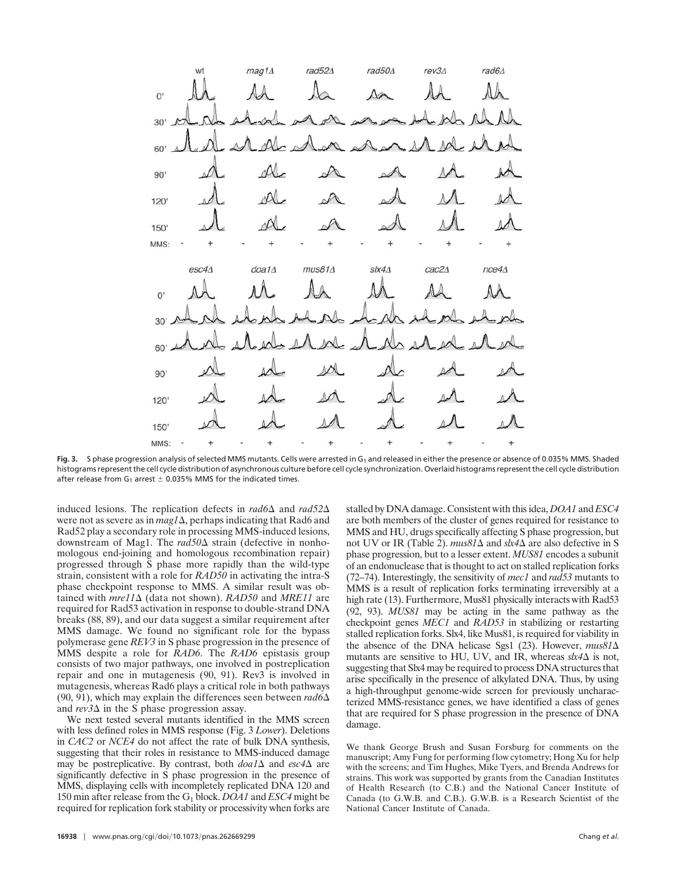**Fig. 3.** S phase progression analysis of selected MMS mutants. Cells were arrested in $G_1$ and released in either the presence or absence of 0.035% MMS. Shaded histograms represent the cell cycle distribution of asynchronous culture before cell cycle synchronization. Overlaid histograms represent the cell cycle distribution after release from $G_1$ arrest ± 0.035% MMS for the indicated times.

induced lesions. The replication defects in *rad6*Δ and *rad52*Δ were not as severe as in *mag1*Δ, perhaps indicating that Rad6 and Rad52 play a secondary role in processing MMS-induced lesions, downstream of Mag1. The *rad50*Δ strain (defective in nonhomologous end-joining and homologous recombination repair) progressed through S phase more rapidly than the wild-type strain, consistent with a role for *RAD50* in activating the intra-S phase checkpoint response to MMS. A similar result was obtained with *mre11*Δ (data not shown). *RAD50* and *MRE11* are required for Rad53 activation in response to double-strand DNA breaks (88, 89), and our data suggest a similar requirement after MMS damage. We found no significant role for the bypass polymerase gene *REV3* in S phase progression in the presence of MMS despite a role for *RAD6*. The *RAD6* epistasis group consists of two major pathways, one involved in postreplication repair and one in mutagenesis (90, 91). Rev3 is involved in mutagenesis, whereas Rad6 plays a critical role in both pathways (90, 91), which may explain the differences seen between *rad6*Δ and *rev3*Δ in the S phase progression assay.

We next tested several mutants identified in the MMS screen with less defined roles in MMS response (Fig. 3 *Lower*). Deletions in *CAC2* or *NCE4* do not affect the rate of bulk DNA synthesis, suggesting that their roles in resistance to MMS-induced damage may be postreplicative. By contrast, both *doa1*Δ and *esc4*Δ are significantly defective in S phase progression in the presence of MMS, displaying cells with incompletely replicated DNA 120 and 150 min after release from the $G_1$ block. *DOA1* and *ESC4* might be required for replication fork stability or processivity when forks are stalled by DNA damage. Consistent with this idea, *DOA1* and *ESC4* are both members of the cluster of genes required for resistance to MMS and HU, drugs specifically affecting S phase progression, but not UV or IR (Table 2). *mus81*Δ and *slx4*Δ are also defective in S phase progression, but to a lesser extent. *MUS81* encodes a subunit of an endonuclease that is thought to act on stalled replication forks (72–74). Interestingly, the sensitivity of *mec1* and *rad53* mutants to MMS is a result of replication forks terminating irreversibly at a high rate (13). Furthermore, Mus81 physically interacts with Rad53 (92, 93). *MUS81* may be acting in the same pathway as the checkpoint genes *MEC1* and *RAD53* in stabilizing or restarting stalled replication forks. Slx4, like Mus81, is required for viability in the absence of the DNA helicase Sgs1 (23). However, *mus81*Δ mutants are sensitive to HU, UV, and IR, whereas *slx4*Δ is not, suggesting that Slx4 may be required to process DNA structures that arise specifically in the presence of alkylated DNA. Thus, by using a high-throughput genome-wide screen for previously uncharacterized MMS-resistance genes, we have identified a class of genes that are required for S phase progression in the presence of DNA damage.

We thank George Brush and Susan Forsburg for comments on the manuscript; Amy Fung for performing flow cytometry; Hong Xu for help with the screens; and Tim Hughes, Mike Tyers, and Brenda Andrews for strains. This work was supported by grants from the Canadian Institutes of Health Research (to C.B.) and the National Cancer Institute of Canada (to G.W.B. and C.B.). G.W.B. is a Research Scientist of the National Cancer Institute of Canada.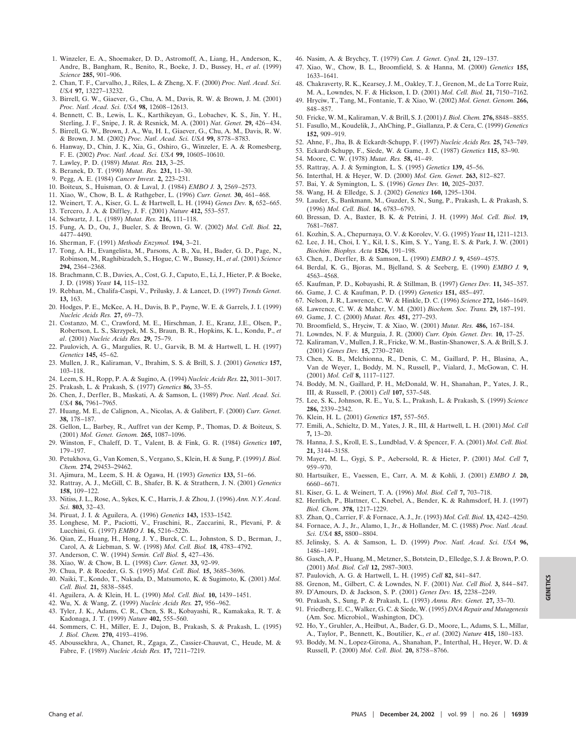1. Winzeler, E. A., Shoemaker, D. D., Astromoff, A., Liang, H., Anderson, K., Andre, B., Bangham, R., Benito, R., Boeke, J. D., Bussey, H., *et al*. (1999) *Science* **285,** 901–906.
2. Chan, T. F., Carvalho, J., Riles, L. & Zheng, X. F. (2000) *Proc. Natl. Acad. Sci. USA* **97,** 13227–13232.
3. Birrell, G. W., Giaever, G., Chu, A. M., Davis, R. W. & Brown, J. M. (2001) *Proc. Natl. Acad. Sci. USA* **98,** 12608–12613.
4. Bennett, C. B., Lewis, L. K., Karthikeyan, G., Lobachev, K. S., Jin, Y. H., Sterling, J. F., Snipe, J. R. & Resnick, M. A. (2001) *Nat. Genet.* **29,** 426–434.
5. Birrell, G. W., Brown, J. A., Wu, H. I., Giaever, G., Chu, A. M., Davis, R. W. & Brown, J. M. (2002) *Proc. Natl. Acad. Sci. USA* **99,** 8778–8783.
6. Hanway, D., Chin, J. K., Xia, G., Oshiro, G., Winzeler, E. A. & Romesberg, F. E. (2002) *Proc. Natl. Acad. Sci. USA* **99,** 10605–10610.
7. Lawley, P. D. (1989) *Mutat. Res.* **213,** 3–25.
8. Beranek, D. T. (1990) *Mutat. Res.* **231,** 11–30.
9. Pegg, A. E. (1984) *Cancer Invest.* **2,** 223–231.
10. Boiteux, S., Huisman, O. & Laval, J. (1984) *EMBO J.* **3,** 2569–2573.
11. Xiao, W., Chow, B. L. & Rathgeber, L. (1996) *Curr. Genet.* **30,** 461–468.
12. Weinert, T. A., Kiser, G. L. & Hartwell, L. H. (1994) *Genes Dev.* **8,** 652–665.
13. Tercero, J. A. & Diffley, J. F. (2001) *Nature* **412,** 553–557.
14. Schwartz, J. L. (1989) *Mutat. Res.* **216,** 111–118.
15. Fung, A. D., Ou, J., Bueler, S. & Brown, G. W. (2002) *Mol. Cell. Biol.* **22,** 4477–4490.
16. Sherman, F. (1991) *Methods Enzymol.* **194,** 3–21.
17. Tong, A. H., Evangelista, M., Parsons, A. B., Xu, H., Bader, G. D., Page, N., Robinson, M., Raghibizadeh, S., Hogue, C. W., Bussey, H., *et al*. (2001) *Science* **294,** 2364–2368.
18. Brachmann, C. B., Davies, A., Cost, G. J., Caputo, E., Li, J., Hieter, P. & Boeke, J. D. (1998) *Yeast* **14,** 115–132.
19. Rebhan, M., Chalifa-Caspi, V., Prilusky, J. & Lancet, D. (1997) *Trends Genet.* **13,** 163.
20. Hodges, P. E., McKee, A. H., Davis, B. P., Payne, W. E. & Garrels, J. I. (1999) *Nucleic Acids Res.* **27,** 69–73.
21. Costanzo, M. C., Crawford, M. E., Hirschman, J. E., Kranz, J.E., Olsen, P., Robertson, L. S., Skrzypek, M. S., Braun, B. R., Hopkins, K. L., Kondu, P., *et al*. (2001) *Nucleic Acids Res.* **29,** 75–79.
22. Paulovich, A. G., Margulies, R. U., Garvik, B. M. & Hartwell, L. H. (1997) *Genetics* **145,** 45–62.
23. Mullen, J. R., Kaliraman, V., Ibrahim, S. S. & Brill, S. J. (2001) *Genetics* **157,** 103–118.
24. Leem, S. H., Ropp, P. A. & Sugino, A. (1994) *Nucleic Acids Res.* **22,** 3011–3017.
25. Prakash, L. & Prakash, S. (1977) *Genetics* **86,** 33–55.
26. Chen, J., Derfler, B., Maskati, A. & Samson, L. (1989) *Proc. Natl. Acad. Sci. USA* **86,** 7961–7965.
27. Huang, M. E., de Calignon, A., Nicolas, A. & Galibert, F. (2000) *Curr. Genet.* **38,** 178–187.
28. Gellon, L., Barbey, R., Auffret van der Kemp, P., Thomas, D. & Boiteux, S. (2001) *Mol. Genet. Genom.* **265,** 1087–1096.
29. Winston, F., Chaleff, D. T., Valent, B. & Fink, G. R. (1984) *Genetics* **107,** 179–197.
30. Petukhova, G., Van Komen, S., Vergano, S., Klein, H. & Sung, P. (1999) *J. Biol. Chem.* **274,** 29453–29462.
31. Ajimura, M., Leem, S. H. & Ogawa, H. (1993) *Genetics* **133,** 51–66.
32. Rattray, A. J., McGill, C. B., Shafer, B. K. & Strathern, J. N. (2001) *Genetics* **158,** 109–122.
33. Nitiss, J. L., Rose, A., Sykes, K. C., Harris, J. & Zhou, J. (1996) *Ann. N.Y. Acad. Sci.* **803,** 32–43.
34. Piruat, J. I. & Aguilera, A. (1996) *Genetics* **143,** 1533–1542.
35. Longhese, M. P., Paciotti, V., Fraschini, R., Zaccarini, R., Plevani, P. & Lucchini, G. (1997) *EMBO J.* **16,** 5216–5226.
36. Qian, Z., Huang, H., Hong, J. Y., Burck, C. L., Johnston, S. D., Berman, J., Carol, A. & Liebman, S. W. (1998) *Mol. Cell. Biol.* **18,** 4783–4792.
37. Anderson, C. W. (1994) *Semin. Cell Biol.* **5,** 427–436.
38. Xiao, W. & Chow, B. L. (1998) *Curr. Genet.* **33,** 92–99.
39. Chua, P. & Roeder, G. S. (1995) *Mol. Cell. Biol.* **15,** 3685–3696.
40. Naiki, T., Kondo, T., Nakada, D., Matsumoto, K. & Sugimoto, K. (2001) *Mol. Cell. Biol.* **21,** 5838–5845.
41. Aguilera, A. & Klein, H. L. (1990) *Mol. Cell. Biol.* **10,** 1439–1451.
42. Wu, X. & Wang, Z. (1999) *Nucleic Acids Res.* **27,** 956–962.
43. Tyler, J. K., Adams, C. R., Chen, S. R., Kobayashi, R., Kamakaka, R. T. & Kadonaga, J. T. (1999) *Nature* **402,** 555–560.
44. Sommers, C. H., Miller, E. J., Dujon, B., Prakash, S. & Prakash, L. (1995) *J. Biol. Chem.* **270,** 4193–4196.
45. Aboussekhra, A., Chanet, R., Zgaga, Z., Cassier-Chauvat, C., Heude, M. & Fabre, F. (1989) *Nucleic Acids Res.* **17,** 7211–7219.
46. Nasim, A. & Brychcy, T. (1979) *Can. J. Genet. Cytol.* **21,** 129–137.
47. Xiao, W., Chow, B. L., Broomfield, S. & Hanna, M. (2000) *Genetics* **155,** 1633–1641.
48. Chakraverty, R. K., Kearsey, J. M., Oakley, T. J., Grenon, M., de La Torre Ruiz, M. A., Lowndes, N. F. & Hickson, I. D. (2001) *Mol. Cell. Biol.* **21,** 7150–7162.
49. Hryciw, T., Tang, M., Fontanie, T. & Xiao, W. (2002) *Mol. Genet. Genom.* **266,** 848–857.
50. Fricke, W. M., Kaliraman, V. & Brill, S. J. (2001) *J. Biol. Chem.* **276,** 8848–8855.
51. Fasullo, M., Koudelik, J., AhChing, P., Giallanza, P. & Cera, C. (1999) *Genetics* **152,** 909–919.
52. Ahne, F., Jha, B. & Eckardt-Schupp, F. (1997) *Nucleic Acids Res.* **25,** 743–749.
53. Eckardt-Schupp, F., Siede, W. & Game, J. C. (1987) *Genetics* **115,** 83–90.
54. Moore, C. W. (1978) *Mutat. Res.* **58,** 41–49.
55. Rattray, A. J. & Symington, L. S. (1995) *Genetics* **139,** 45–56.
56. Interthal, H. & Heyer, W. D. (2000) *Mol. Gen. Genet.* **263,** 812–827.
57. Bai, Y. & Symington, L. S. (1996) *Genes Dev.* **10,** 2025–2037.
58. Wang, H. & Elledge, S. J. (2002) *Genetics* **160,** 1295–1304.
59. Lauder, S., Bankmann, M., Guzder, S. N., Sung, P., Prakash, L. & Prakash, S. (1996) *Mol. Cell. Biol.* **16,** 6783–6793.
60. Bressan, D. A., Baxter, B. K. & Petrini, J. H. (1999) *Mol. Cell. Biol.* **19,** 7681–7687.
61. Kozhin, S. A., Chepurnaya, O. V. & Korolev, V. G. (1995) *Yeast* **11,** 1211–1213.
62. Lee, J. H., Choi, I. Y., Kil, I. S., Kim, S. Y., Yang, E. S. & Park, J. W. (2001) *Biochim. Biophys. Acta* **1526,** 191–198.
63. Chen, J., Derfler, B. & Samson, L. (1990) *EMBO J.* **9,** 4569–4575.
64. Berdal, K. G., Bjoras, M., Bjelland, S. & Seeberg, E. (1990) *EMBO J.* **9,** 4563–4568.
65. Kaufman, P. D., Kobayashi, R. & Stillman, B. (1997) *Genes Dev.* **11,** 345–357.
66. Game, J. C. & Kaufman, P. D. (1999) *Genetics* **151,** 485–497.
67. Nelson, J. R., Lawrence, C. W. & Hinkle, D. C. (1996) *Science* **272,** 1646–1649.
68. Lawrence, C. W. & Maher, V. M. (2001) *Biochem. Soc. Trans.* **29,** 187–191.
69. Game, J. C. (2000) *Mutat. Res.* **451,** 277–293.
70. Broomfield, S., Hryciw, T. & Xiao, W. (2001) *Mutat. Res.* **486,** 167–184.
71. Lowndes, N. F. & Murguia, J. R. (2000) *Curr. Opin. Genet. Dev.* **10,** 17–25.
72. Kaliraman, V., Mullen, J. R., Fricke, W. M., Bastin-Shanower, S. A. & Brill, S. J. (2001) *Genes Dev.* **15,** 2730–2740.
73. Chen, X. B., Melchionna, R., Denis, C. M., Gaillard, P. H., Blasina, A., Van de Weyer, I., Boddy, M. N., Russell, P., Vialard, J., McGowan, C. H. (2001) *Mol. Cell* **8,** 1117–1127.
74. Boddy, M. N., Gaillard, P. H., McDonald, W. H., Shanahan, P., Yates, J. R., III, & Russell, P. (2001) *Cell* **107,** 537–548.
75. Lee, S. K., Johnson, R. E., Yu, S. L., Prakash, L. & Prakash, S. (1999) *Science* **286,** 2339–2342.
76. Klein, H. L. (2001) *Genetics* **157,** 557–565.
77. Emili, A., Schieltz, D. M., Yates, J. R., III, & Hartwell, L. H. (2001) *Mol. Cell* **7,** 13–20.
78. Hanna, J. S., Kroll, E. S., Lundblad, V. & Spencer, F. A. (2001) *Mol. Cell. Biol.* **21,** 3144–3158.
79. Mayer, M. L., Gygi, S. P., Aebersold, R. & Hieter, P. (2001) *Mol. Cell* **7,** 959–970.
80. Hartsuiker, E., Vaessen, E., Carr, A. M. & Kohli, J. (2001) *EMBO J.* **20,** 6660–6671.
81. Kiser, G. L. & Weinert, T. A. (1996) *Mol. Biol. Cell* **7,** 703–718.
82. Herrlich, P., Blattner, C., Knebel, A., Bender, K. & Rahmsdorf, H. J. (1997) *Biol. Chem.* **378,** 1217–1229.
83. Zhan, Q., Carrier, F. & Fornace, A. J., Jr. (1993) *Mol. Cell. Biol.* **13,** 4242–4250.
84. Fornace, A. J., Jr., Alamo, I., Jr., & Hollander, M. C. (1988) *Proc. Natl. Acad. Sci. USA* **85,** 8800–8804.
85. Jelinsky, S. A. & Samson, L. D. (1999) *Proc. Natl. Acad. Sci. USA* **96,** 1486–1491.
86. Gasch, A. P., Huang, M., Metzner, S., Botstein, D., Elledge, S. J. & Brown, P. O. (2001) *Mol. Biol. Cell* **12,** 2987–3003.
87. Paulovich, A. G. & Hartwell, L. H. (1995) *Cell* **82,** 841–847.
88. Grenon, M., Gilbert, C. & Lowndes, N. F. (2001) *Nat. Cell Biol.* **3,** 844–847.
89. D'Amours, D. & Jackson, S. P. (2001) *Genes Dev.* **15,** 2238–2249.
90. Prakash, S., Sung, P. & Prakash, L. (1993) *Annu. Rev. Genet.* **27,** 33–70.
91. Friedberg, E. C., Walker, G. C. & Siede, W. (1995) *DNA Repair and Mutagenesis* (Am. Soc. Microbiol., Washington, DC).
92. Ho, Y., Gruhler, A., Heilbut, A., Bader, G. D., Moore, L., Adams, S. L., Millar, A., Taylor, P., Bennett, K., Boutilier, K., *et al*. (2002) *Nature* **415,** 180–183.
93. Boddy, M. N., Lopez-Girona, A., Shanahan, P., Interthal, H., Heyer, W. D. & Russell, P. (2000) *Mol. Cell. Biol.* **20,** 8758–8766.